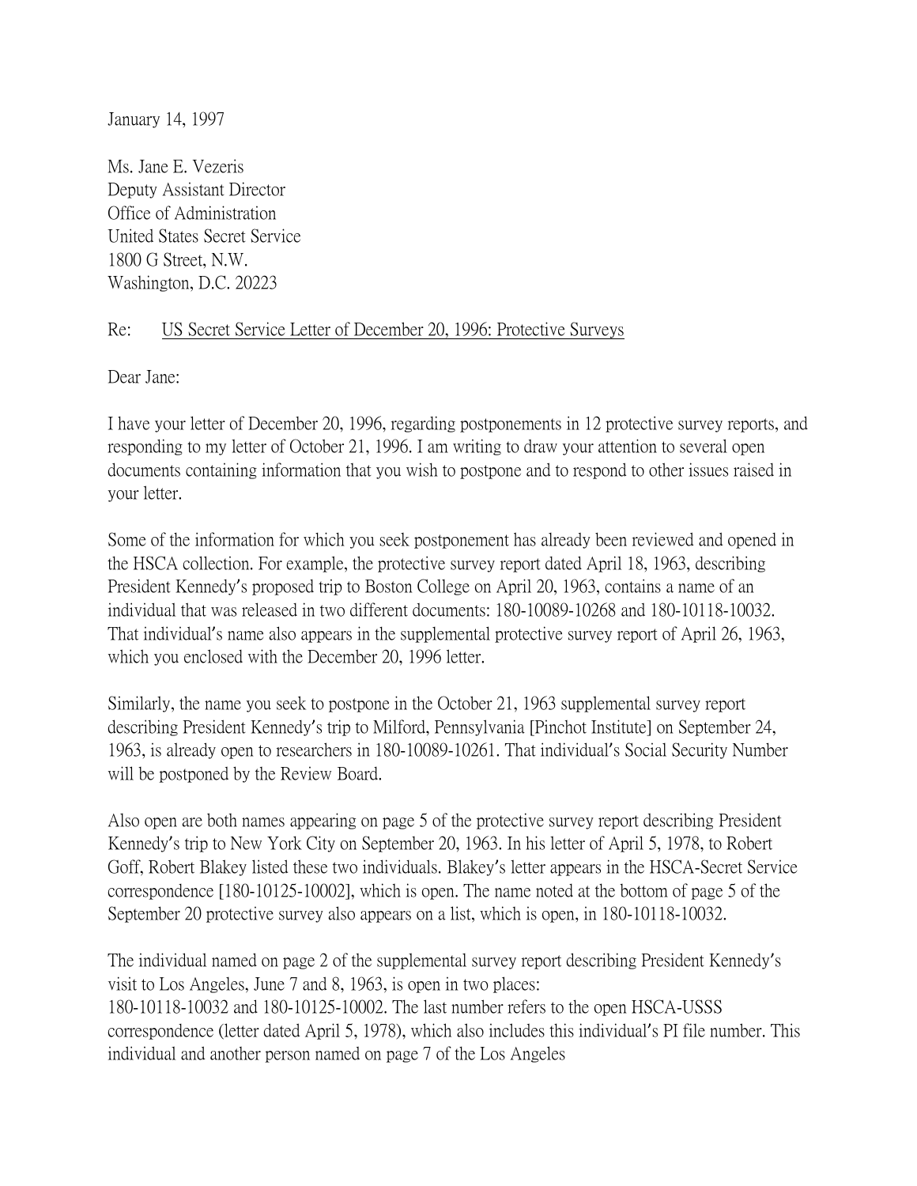January 14, 1997

Ms. Jane E. Vezeris
Deputy Assistant Director
Office of Administration
United States Secret Service
1800 G Street, N.W.
Washington, D.C. 20223

Re: <u>US Secret Service Letter of December 20, 1996: Protective Surveys</u>

Dear Jane:

I have your letter of December 20, 1996, regarding postponements in 12 protective survey reports, and responding to my letter of October 21, 1996. I am writing to draw your attention to several open documents containing information that you wish to postpone and to respond to other issues raised in your letter.

Some of the information for which you seek postponement has already been reviewed and opened in the HSCA collection. For example, the protective survey report dated April 18, 1963, describing President Kennedy's proposed trip to Boston College on April 20, 1963, contains a name of an individual that was released in two different documents: 180-10089-10268 and 180-10118-10032. That individual's name also appears in the supplemental protective survey report of April 26, 1963, which you enclosed with the December 20, 1996 letter.

Similarly, the name you seek to postpone in the October 21, 1963 supplemental survey report describing President Kennedy's trip to Milford, Pennsylvania [Pinchot Institute] on September 24, 1963, is already open to researchers in 180-10089-10261. That individual's Social Security Number will be postponed by the Review Board.

Also open are both names appearing on page 5 of the protective survey report describing President Kennedy's trip to New York City on September 20, 1963. In his letter of April 5, 1978, to Robert Goff, Robert Blakey listed these two individuals. Blakey's letter appears in the HSCA-Secret Service correspondence [180-10125-10002], which is open. The name noted at the bottom of page 5 of the September 20 protective survey also appears on a list, which is open, in 180-10118-10032.

The individual named on page 2 of the supplemental survey report describing President Kennedy's visit to Los Angeles, June 7 and 8, 1963, is open in two places:
180-10118-10032 and 180-10125-10002. The last number refers to the open HSCA-USSS correspondence (letter dated April 5, 1978), which also includes this individual's PI file number. This individual and another person named on page 7 of the Los Angeles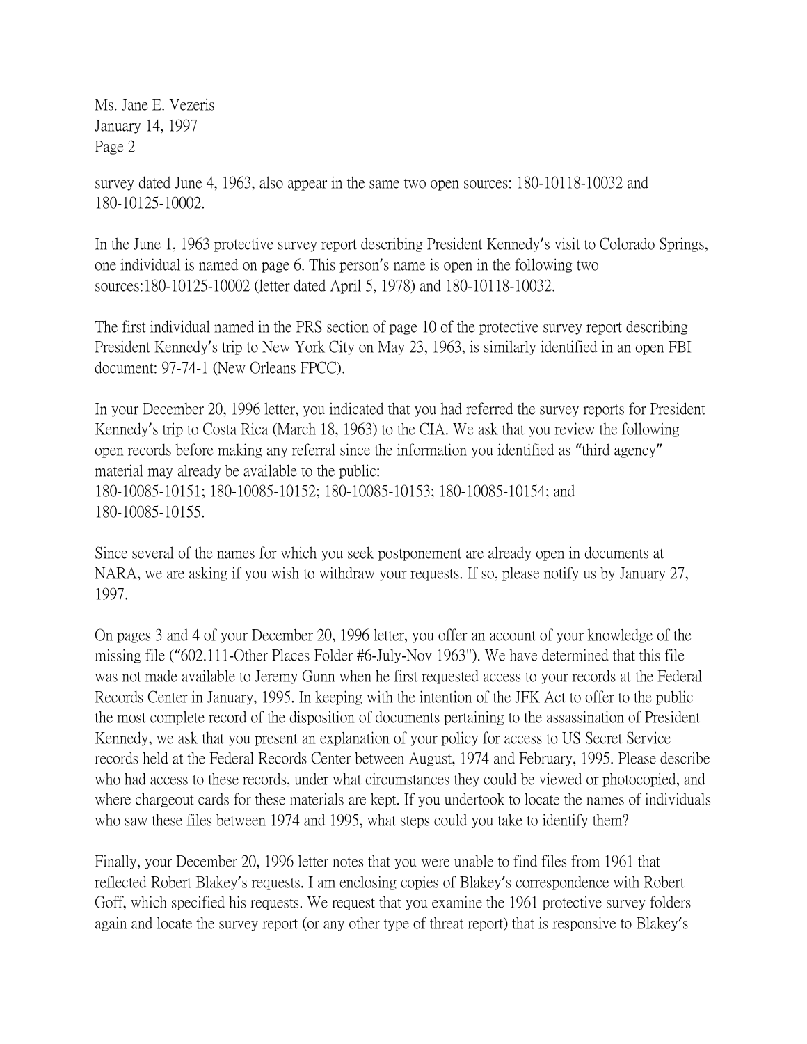survey dated June 4, 1963, also appear in the same two open sources: 180-10118-10032 and 180-10125-10002.

In the June 1, 1963 protective survey report describing President Kennedy's visit to Colorado Springs, one individual is named on page 6. This person's name is open in the following two sources:180-10125-10002 (letter dated April 5, 1978) and 180-10118-10032.

The first individual named in the PRS section of page 10 of the protective survey report describing President Kennedy's trip to New York City on May 23, 1963, is similarly identified in an open FBI document: 97-74-1 (New Orleans FPCC).

In your December 20, 1996 letter, you indicated that you had referred the survey reports for President Kennedy's trip to Costa Rica (March 18, 1963) to the CIA. We ask that you review the following open records before making any referral since the information you identified as "third agency" material may already be available to the public:
180-10085-10151; 180-10085-10152; 180-10085-10153; 180-10085-10154; and 180-10085-10155.

Since several of the names for which you seek postponement are already open in documents at NARA, we are asking if you wish to withdraw your requests. If so, please notify us by January 27, 1997.

On pages 3 and 4 of your December 20, 1996 letter, you offer an account of your knowledge of the missing file ("602.111-Other Places Folder #6-July-Nov 1963"). We have determined that this file was not made available to Jeremy Gunn when he first requested access to your records at the Federal Records Center in January, 1995. In keeping with the intention of the JFK Act to offer to the public the most complete record of the disposition of documents pertaining to the assassination of President Kennedy, we ask that you present an explanation of your policy for access to US Secret Service records held at the Federal Records Center between August, 1974 and February, 1995. Please describe who had access to these records, under what circumstances they could be viewed or photocopied, and where chargeout cards for these materials are kept. If you undertook to locate the names of individuals who saw these files between 1974 and 1995, what steps could you take to identify them?

Finally, your December 20, 1996 letter notes that you were unable to find files from 1961 that reflected Robert Blakey's requests. I am enclosing copies of Blakey's correspondence with Robert Goff, which specified his requests. We request that you examine the 1961 protective survey folders again and locate the survey report (or any other type of threat report) that is responsive to Blakey's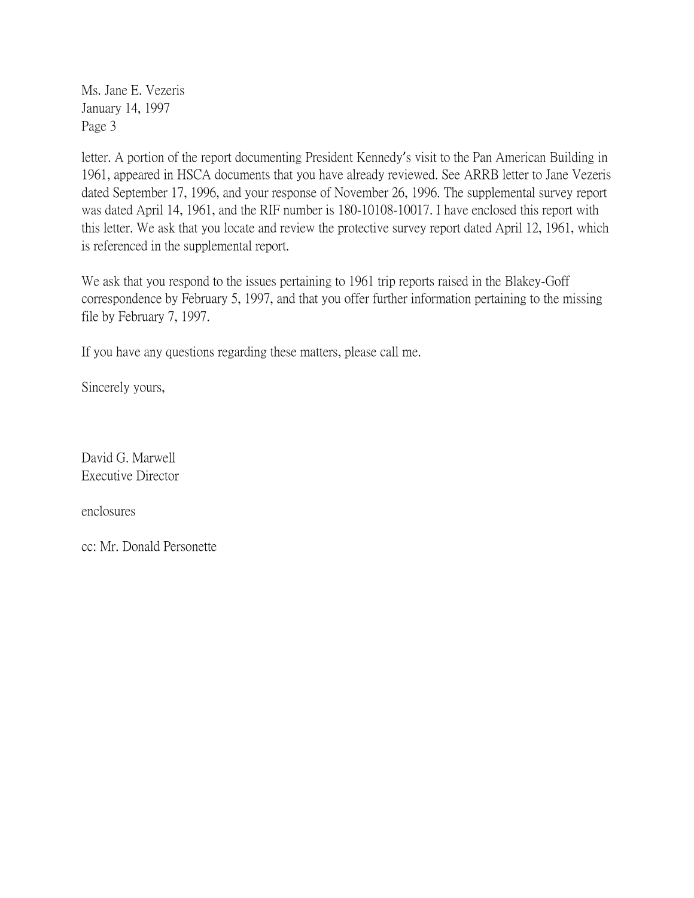letter. A portion of the report documenting President Kennedy's visit to the Pan American Building in 1961, appeared in HSCA documents that you have already reviewed. See ARRB letter to Jane Vezeris dated September 17, 1996, and your response of November 26, 1996. The supplemental survey report was dated April 14, 1961, and the RIF number is 180-10108-10017. I have enclosed this report with this letter. We ask that you locate and review the protective survey report dated April 12, 1961, which is referenced in the supplemental report.

We ask that you respond to the issues pertaining to 1961 trip reports raised in the Blakey-Goff correspondence by February 5, 1997, and that you offer further information pertaining to the missing file by February 7, 1997.

If you have any questions regarding these matters, please call me.

Sincerely yours,

David G. Marwell
Executive Director

enclosures

cc: Mr. Donald Personette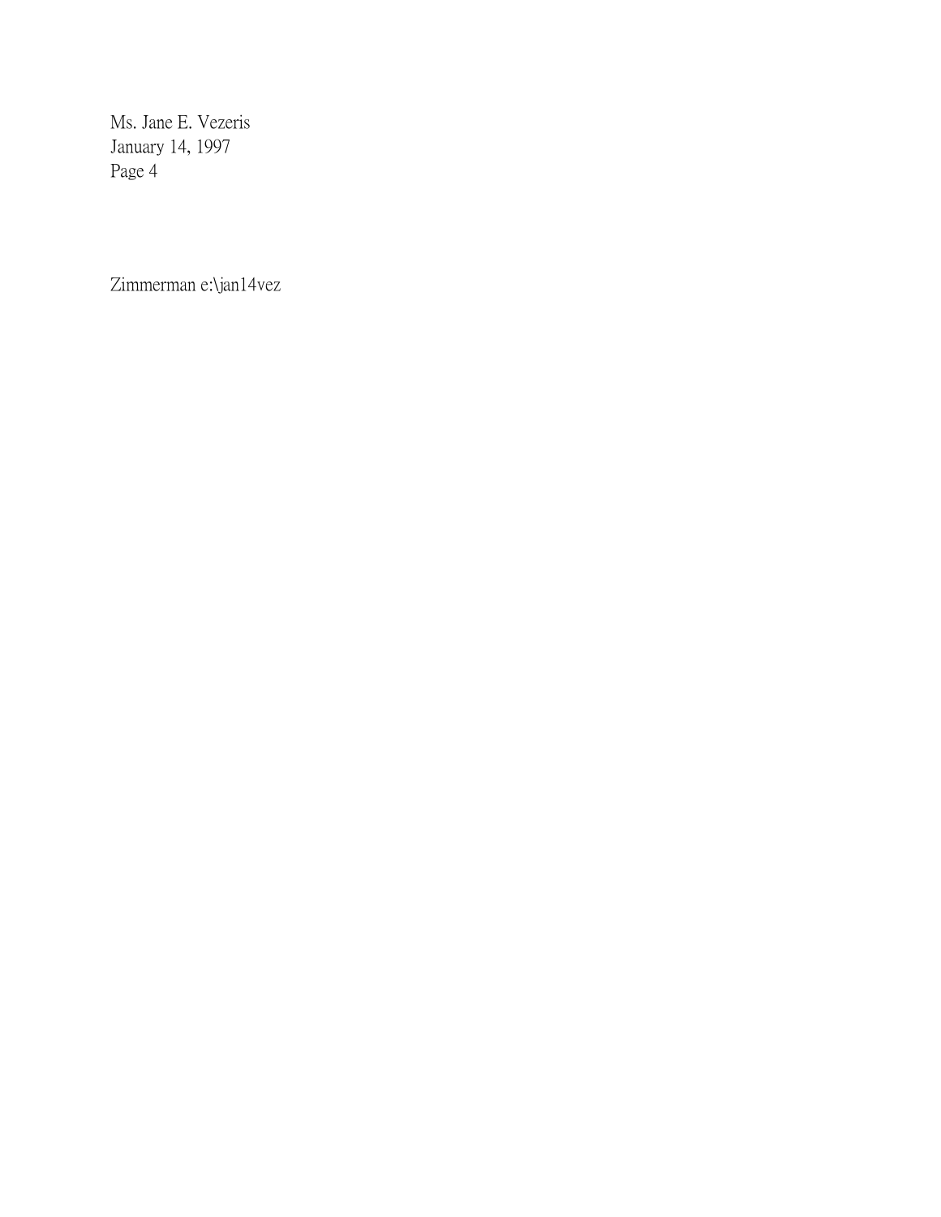Zimmerman e:\jan14vez